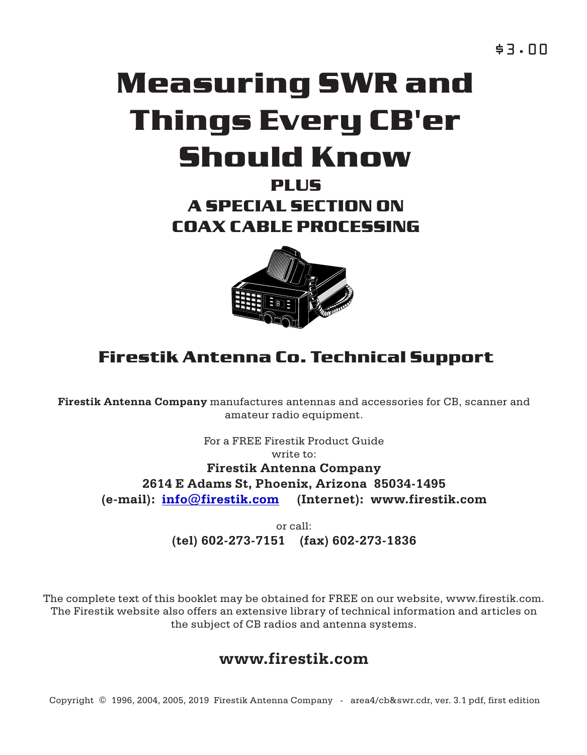$3.00

# Measuring SWR and Things Every CB'er Should Know

## PLUS

## A SPECIAL SECTION ON COAX CABLE PROCESSING

## Firestik Antenna Co. Technical Support

**Firestik Antenna Company** manufactures antennas and accessories for CB, scanner and amateur radio equipment.

For a FREE Firestik Product Guide
write to:

**Firestik Antenna Company**
**2614 E Adams St, Phoenix, Arizona 85034-1495**
**(e-mail): info@firestik.com (Internet): www.firestik.com**

or call:
**(tel) 602-273-7151 (fax) 602-273-1836**

The complete text of this booklet may be obtained for FREE on our website, www.firestik.com. The Firestik website also offers an extensive library of technical information and articles on the subject of CB radios and antenna systems.

**www.firestik.com**

Copyright © 1996, 2004, 2005, 2019 Firestik Antenna Company - area4/cb&swr.cdr, ver. 3.1 pdf, first edition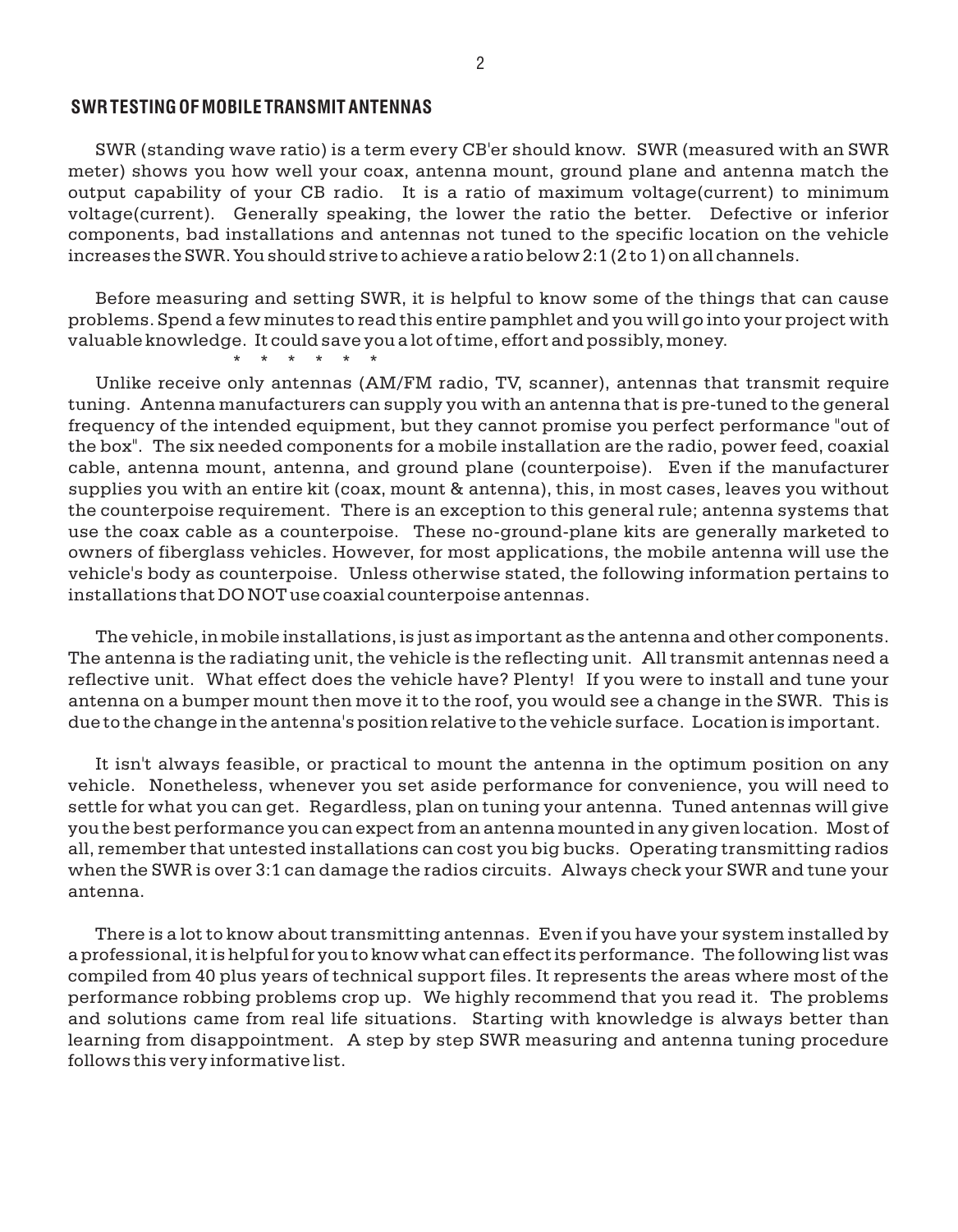## SWR TESTING OF MOBILE TRANSMIT ANTENNAS

SWR (standing wave ratio) is a term every CB'er should know. SWR (measured with an SWR meter) shows you how well your coax, antenna mount, ground plane and antenna match the output capability of your CB radio. It is a ratio of maximum voltage(current) to minimum voltage(current). Generally speaking, the lower the ratio the better. Defective or inferior components, bad installations and antennas not tuned to the specific location on the vehicle increases the SWR. You should strive to achieve a ratio below 2:1 (2 to 1) on all channels.

Before measuring and setting SWR, it is helpful to know some of the things that can cause problems. Spend a few minutes to read this entire pamphlet and you will go into your project with valuable knowledge. It could save you a lot of time, effort and possibly, money.

\* \* \* \* \* \*

Unlike receive only antennas (AM/FM radio, TV, scanner), antennas that transmit require tuning. Antenna manufacturers can supply you with an antenna that is pre-tuned to the general frequency of the intended equipment, but they cannot promise you perfect performance "out of the box". The six needed components for a mobile installation are the radio, power feed, coaxial cable, antenna mount, antenna, and ground plane (counterpoise). Even if the manufacturer supplies you with an entire kit (coax, mount & antenna), this, in most cases, leaves you without the counterpoise requirement. There is an exception to this general rule; antenna systems that use the coax cable as a counterpoise. These no-ground-plane kits are generally marketed to owners of fiberglass vehicles. However, for most applications, the mobile antenna will use the vehicle's body as counterpoise. Unless otherwise stated, the following information pertains to installations that DO NOT use coaxial counterpoise antennas.

The vehicle, in mobile installations, is just as important as the antenna and other components. The antenna is the radiating unit, the vehicle is the reflecting unit. All transmit antennas need a reflective unit. What effect does the vehicle have? Plenty! If you were to install and tune your antenna on a bumper mount then move it to the roof, you would see a change in the SWR. This is due to the change in the antenna's position relative to the vehicle surface. Location is important.

It isn't always feasible, or practical to mount the antenna in the optimum position on any vehicle. Nonetheless, whenever you set aside performance for convenience, you will need to settle for what you can get. Regardless, plan on tuning your antenna. Tuned antennas will give you the best performance you can expect from an antenna mounted in any given location. Most of all, remember that untested installations can cost you big bucks. Operating transmitting radios when the SWR is over 3:1 can damage the radios circuits. Always check your SWR and tune your antenna.

There is a lot to know about transmitting antennas. Even if you have your system installed by a professional, it is helpful for you to know what can effect its performance. The following list was compiled from 40 plus years of technical support files. It represents the areas where most of the performance robbing problems crop up. We highly recommend that you read it. The problems and solutions came from real life situations. Starting with knowledge is always better than learning from disappointment. A step by step SWR measuring and antenna tuning procedure follows this very informative list.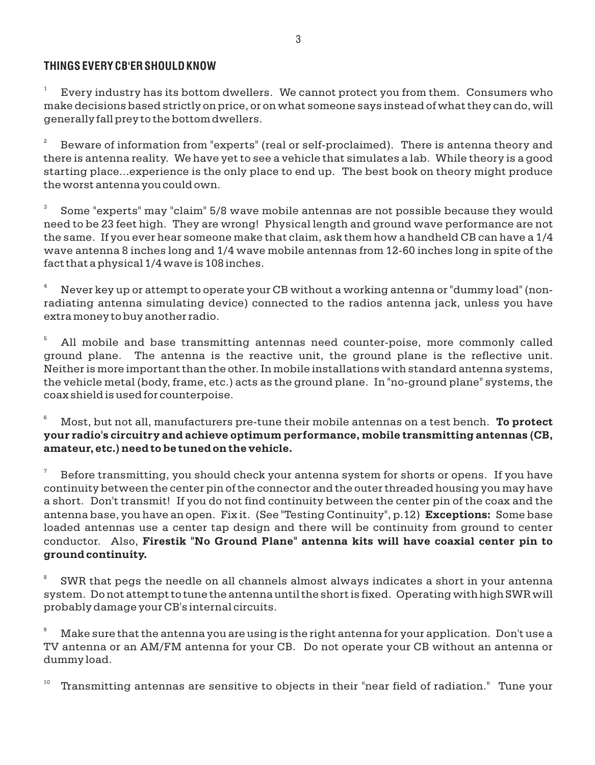## THINGS EVERY CB'ER SHOULD KNOW

[1] Every industry has its bottom dwellers. We cannot protect you from them. Consumers who make decisions based strictly on price, or on what someone says instead of what they can do, will generally fall prey to the bottom dwellers.

[2] Beware of information from "experts" (real or self-proclaimed). There is antenna theory and there is antenna reality. We have yet to see a vehicle that simulates a lab. While theory is a good starting place...experience is the only place to end up. The best book on theory might produce the worst antenna you could own.

[3] Some "experts" may "claim" 5/8 wave mobile antennas are not possible because they would need to be 23 feet high. They are wrong! Physical length and ground wave performance are not the same. If you ever hear someone make that claim, ask them how a handheld CB can have a 1/4 wave antenna 8 inches long and 1/4 wave mobile antennas from 12-60 inches long in spite of the fact that a physical 1/4 wave is 108 inches.

[4] Never key up or attempt to operate your CB without a working antenna or "dummy load" (non-radiating antenna simulating device) connected to the radios antenna jack, unless you have extra money to buy another radio.

[5] All mobile and base transmitting antennas need counter-poise, more commonly called ground plane. The antenna is the reactive unit, the ground plane is the reflective unit. Neither is more important than the other. In mobile installations with standard antenna systems, the vehicle metal (body, frame, etc.) acts as the ground plane. In "no-ground plane" systems, the coax shield is used for counterpoise.

[6] Most, but not all, manufacturers pre-tune their mobile antennas on a test bench. **To protect your radio's circuitry and achieve optimum performance, mobile transmitting antennas (CB, amateur, etc.) need to be tuned on the vehicle.**

[7] Before transmitting, you should check your antenna system for shorts or opens. If you have continuity between the center pin of the connector and the outer threaded housing you may have a short. Don't transmit! If you do not find continuity between the center pin of the coax and the antenna base, you have an open. Fix it. (See "Testing Continuity", p.12) **Exceptions:** Some base loaded antennas use a center tap design and there will be continuity from ground to center conductor. Also, **Firestik "No Ground Plane" antenna kits will have coaxial center pin to ground continuity.**

[8] SWR that pegs the needle on all channels almost always indicates a short in your antenna system. Do not attempt to tune the antenna until the short is fixed. Operating with high SWR will probably damage your CB's internal circuits.

[9] Make sure that the antenna you are using is the right antenna for your application. Don't use a TV antenna or an AM/FM antenna for your CB. Do not operate your CB without an antenna or dummy load.

[10] Transmitting antennas are sensitive to objects in their "near field of radiation." Tune your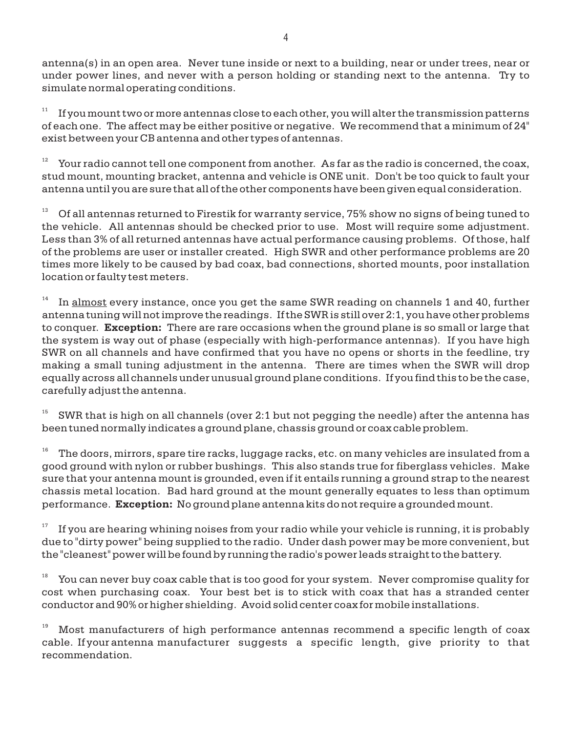antenna(s) in an open area. Never tune inside or next to a building, near or under trees, near or under power lines, and never with a person holding or standing next to the antenna. Try to simulate normal operating conditions.

[11] If you mount two or more antennas close to each other, you will alter the transmission patterns of each one. The affect may be either positive or negative. We recommend that a minimum of 24" exist between your CB antenna and other types of antennas.

[12] Your radio cannot tell one component from another. As far as the radio is concerned, the coax, stud mount, mounting bracket, antenna and vehicle is ONE unit. Don't be too quick to fault your antenna until you are sure that all of the other components have been given equal consideration.

[13] Of all antennas returned to Firestik for warranty service, 75% show no signs of being tuned to the vehicle. All antennas should be checked prior to use. Most will require some adjustment. Less than 3% of all returned antennas have actual performance causing problems. Of those, half of the problems are user or installer created. High SWR and other performance problems are 20 times more likely to be caused by bad coax, bad connections, shorted mounts, poor installation location or faulty test meters.

[14] In <u>almost</u> every instance, once you get the same SWR reading on channels 1 and 40, further antenna tuning will not improve the readings. If the SWR is still over 2:1, you have other problems to conquer. **Exception:** There are rare occasions when the ground plane is so small or large that the system is way out of phase (especially with high-performance antennas). If you have high SWR on all channels and have confirmed that you have no opens or shorts in the feedline, try making a small tuning adjustment in the antenna. There are times when the SWR will drop equally across all channels under unusual ground plane conditions. If you find this to be the case, carefully adjust the antenna.

[15] SWR that is high on all channels (over 2:1 but not pegging the needle) after the antenna has been tuned normally indicates a ground plane, chassis ground or coax cable problem.

[16] The doors, mirrors, spare tire racks, luggage racks, etc. on many vehicles are insulated from a good ground with nylon or rubber bushings. This also stands true for fiberglass vehicles. Make sure that your antenna mount is grounded, even if it entails running a ground strap to the nearest chassis metal location. Bad hard ground at the mount generally equates to less than optimum performance. **Exception:** No ground plane antenna kits do not require a grounded mount.

[17] If you are hearing whining noises from your radio while your vehicle is running, it is probably due to "dirty power" being supplied to the radio. Under dash power may be more convenient, but the "cleanest" power will be found by running the radio's power leads straight to the battery.

[18] You can never buy coax cable that is too good for your system. Never compromise quality for cost when purchasing coax. Your best bet is to stick with coax that has a stranded center conductor and 90% or higher shielding. Avoid solid center coax for mobile installations.

[19] Most manufacturers of high performance antennas recommend a specific length of coax cable. If your antenna manufacturer suggests a specific length, give priority to that recommendation.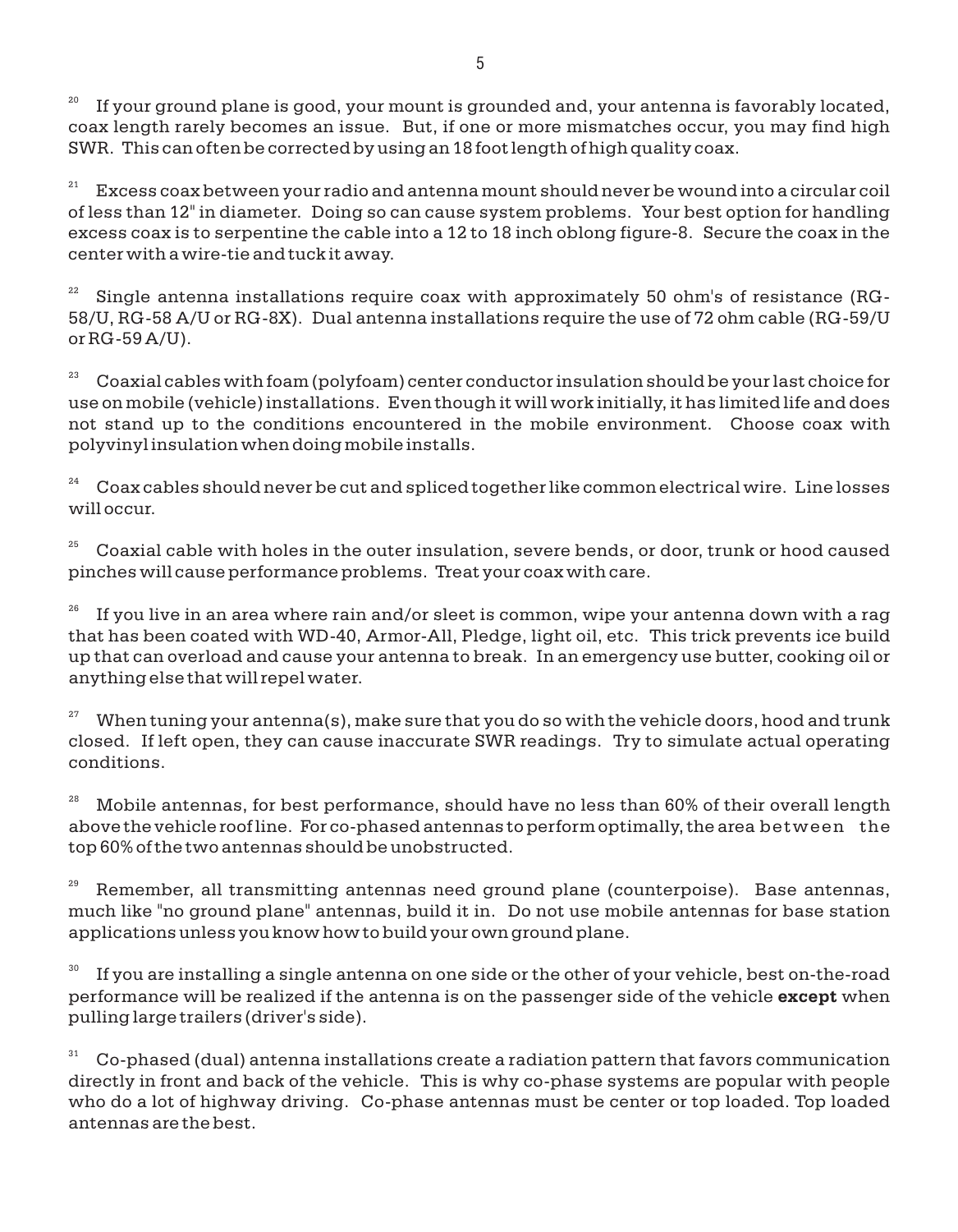[20] If your ground plane is good, your mount is grounded and, your antenna is favorably located, coax length rarely becomes an issue. But, if one or more mismatches occur, you may find high SWR. This can often be corrected by using an 18 foot length of high quality coax.

[21] Excess coax between your radio and antenna mount should never be wound into a circular coil of less than 12" in diameter. Doing so can cause system problems. Your best option for handling excess coax is to serpentine the cable into a 12 to 18 inch oblong figure-8. Secure the coax in the center with a wire-tie and tuck it away.

[22] Single antenna installations require coax with approximately 50 ohm's of resistance (RG-58/U, RG-58 A/U or RG-8X). Dual antenna installations require the use of 72 ohm cable (RG-59/U or RG-59 A/U).

[23] Coaxial cables with foam (polyfoam) center conductor insulation should be your last choice for use on mobile (vehicle) installations. Even though it will work initially, it has limited life and does not stand up to the conditions encountered in the mobile environment. Choose coax with polyvinyl insulation when doing mobile installs.

[24] Coax cables should never be cut and spliced together like common electrical wire. Line losses will occur.

[25] Coaxial cable with holes in the outer insulation, severe bends, or door, trunk or hood caused pinches will cause performance problems. Treat your coax with care.

[26] If you live in an area where rain and/or sleet is common, wipe your antenna down with a rag that has been coated with WD-40, Armor-All, Pledge, light oil, etc. This trick prevents ice build up that can overload and cause your antenna to break. In an emergency use butter, cooking oil or anything else that will repel water.

[27] When tuning your antenna(s), make sure that you do so with the vehicle doors, hood and trunk closed. If left open, they can cause inaccurate SWR readings. Try to simulate actual operating conditions.

[28] Mobile antennas, for best performance, should have no less than 60% of their overall length above the vehicle roof line. For co-phased antennas to perform optimally, the area between the top 60% of the two antennas should be unobstructed.

[29] Remember, all transmitting antennas need ground plane (counterpoise). Base antennas, much like "no ground plane" antennas, build it in. Do not use mobile antennas for base station applications unless you know how to build your own ground plane.

[30] If you are installing a single antenna on one side or the other of your vehicle, best on-the-road performance will be realized if the antenna is on the passenger side of the vehicle **except** when pulling large trailers (driver's side).

[31] Co-phased (dual) antenna installations create a radiation pattern that favors communication directly in front and back of the vehicle. This is why co-phase systems are popular with people who do a lot of highway driving. Co-phase antennas must be center or top loaded. Top loaded antennas are the best.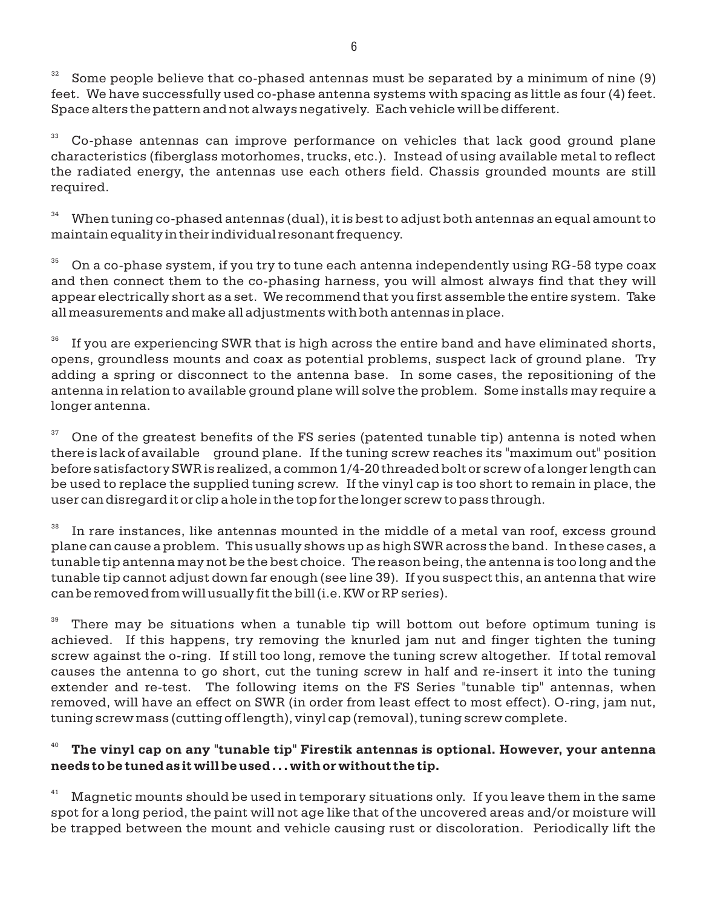[32] Some people believe that co-phased antennas must be separated by a minimum of nine (9) feet. We have successfully used co-phase antenna systems with spacing as little as four (4) feet. Space alters the pattern and not always negatively. Each vehicle will be different.

[33] Co-phase antennas can improve performance on vehicles that lack good ground plane characteristics (fiberglass motorhomes, trucks, etc.). Instead of using available metal to reflect the radiated energy, the antennas use each others field. Chassis grounded mounts are still required.

[34] When tuning co-phased antennas (dual), it is best to adjust both antennas an equal amount to maintain equality in their individual resonant frequency.

[35] On a co-phase system, if you try to tune each antenna independently using RG-58 type coax and then connect them to the co-phasing harness, you will almost always find that they will appear electrically short as a set. We recommend that you first assemble the entire system. Take all measurements and make all adjustments with both antennas in place.

[36] If you are experiencing SWR that is high across the entire band and have eliminated shorts, opens, groundless mounts and coax as potential problems, suspect lack of ground plane. Try adding a spring or disconnect to the antenna base. In some cases, the repositioning of the antenna in relation to available ground plane will solve the problem. Some installs may require a longer antenna.

[37] One of the greatest benefits of the FS series (patented tunable tip) antenna is noted when there is lack of available ground plane. If the tuning screw reaches its "maximum out" position before satisfactory SWR is realized, a common 1/4-20 threaded bolt or screw of a longer length can be used to replace the supplied tuning screw. If the vinyl cap is too short to remain in place, the user can disregard it or clip a hole in the top for the longer screw to pass through.

[38] In rare instances, like antennas mounted in the middle of a metal van roof, excess ground plane can cause a problem. This usually shows up as high SWR across the band. In these cases, a tunable tip antenna may not be the best choice. The reason being, the antenna is too long and the tunable tip cannot adjust down far enough (see line 39). If you suspect this, an antenna that wire can be removed from will usually fit the bill (i.e. KW or RP series).

[39] There may be situations when a tunable tip will bottom out before optimum tuning is achieved. If this happens, try removing the knurled jam nut and finger tighten the tuning screw against the o-ring. If still too long, remove the tuning screw altogether. If total removal causes the antenna to go short, cut the tuning screw in half and re-insert it into the tuning extender and re-test. The following items on the FS Series "tunable tip" antennas, when removed, will have an effect on SWR (in order from least effect to most effect). O-ring, jam nut, tuning screw mass (cutting off length), vinyl cap (removal), tuning screw complete.

[40] **The vinyl cap on any "tunable tip" Firestik antennas is optional. However, your antenna needs to be tuned as it will be used . . . with or without the tip.**

[41] Magnetic mounts should be used in temporary situations only. If you leave them in the same spot for a long period, the paint will not age like that of the uncovered areas and/or moisture will be trapped between the mount and vehicle causing rust or discoloration. Periodically lift the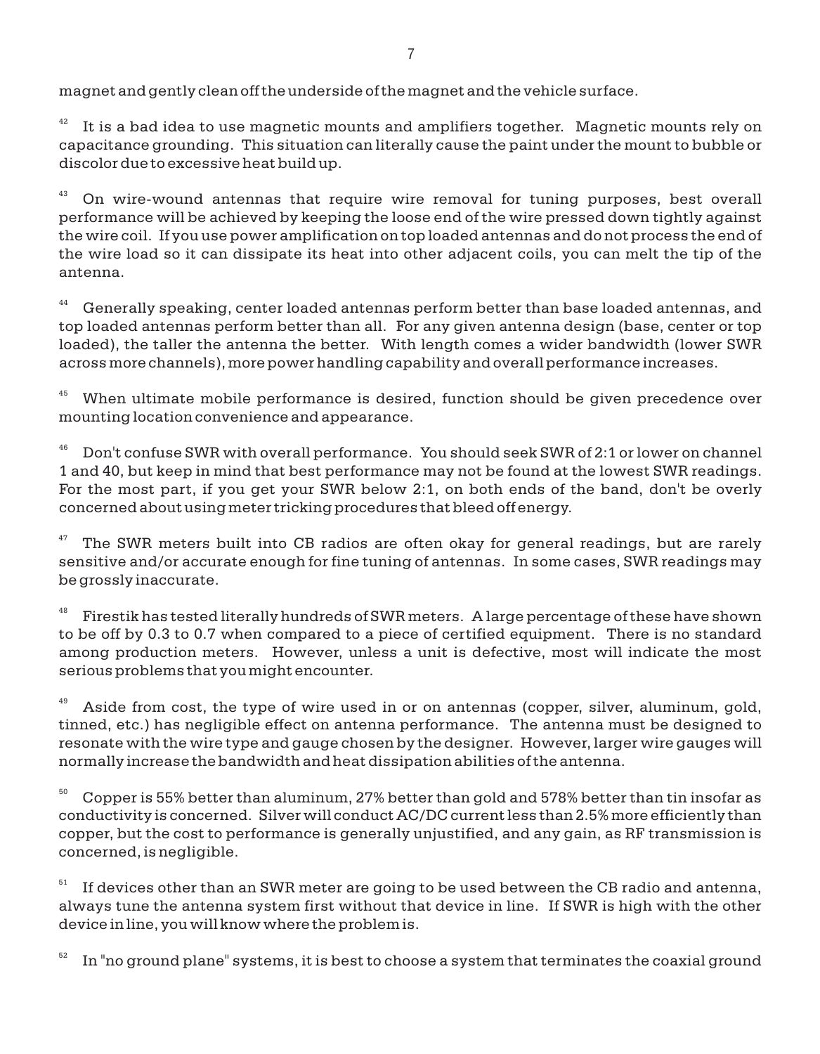magnet and gently clean off the underside of the magnet and the vehicle surface.

[42] It is a bad idea to use magnetic mounts and amplifiers together. Magnetic mounts rely on capacitance grounding. This situation can literally cause the paint under the mount to bubble or discolor due to excessive heat build up.

[43] On wire-wound antennas that require wire removal for tuning purposes, best overall performance will be achieved by keeping the loose end of the wire pressed down tightly against the wire coil. If you use power amplification on top loaded antennas and do not process the end of the wire load so it can dissipate its heat into other adjacent coils, you can melt the tip of the antenna.

[44] Generally speaking, center loaded antennas perform better than base loaded antennas, and top loaded antennas perform better than all. For any given antenna design (base, center or top loaded), the taller the antenna the better. With length comes a wider bandwidth (lower SWR across more channels), more power handling capability and overall performance increases.

[45] When ultimate mobile performance is desired, function should be given precedence over mounting location convenience and appearance.

[46] Don't confuse SWR with overall performance. You should seek SWR of 2:1 or lower on channel 1 and 40, but keep in mind that best performance may not be found at the lowest SWR readings. For the most part, if you get your SWR below 2:1, on both ends of the band, don't be overly concerned about using meter tricking procedures that bleed off energy.

[47] The SWR meters built into CB radios are often okay for general readings, but are rarely sensitive and/or accurate enough for fine tuning of antennas. In some cases, SWR readings may be grossly inaccurate.

[48] Firestik has tested literally hundreds of SWR meters. A large percentage of these have shown to be off by 0.3 to 0.7 when compared to a piece of certified equipment. There is no standard among production meters. However, unless a unit is defective, most will indicate the most serious problems that you might encounter.

[49] Aside from cost, the type of wire used in or on antennas (copper, silver, aluminum, gold, tinned, etc.) has negligible effect on antenna performance. The antenna must be designed to resonate with the wire type and gauge chosen by the designer. However, larger wire gauges will normally increase the bandwidth and heat dissipation abilities of the antenna.

[50] Copper is 55% better than aluminum, 27% better than gold and 578% better than tin insofar as conductivity is concerned. Silver will conduct AC/DC current less than 2.5% more efficiently than copper, but the cost to performance is generally unjustified, and any gain, as RF transmission is concerned, is negligible.

[51] If devices other than an SWR meter are going to be used between the CB radio and antenna, always tune the antenna system first without that device in line. If SWR is high with the other device in line, you will know where the problem is.

[52] In "no ground plane" systems, it is best to choose a system that terminates the coaxial ground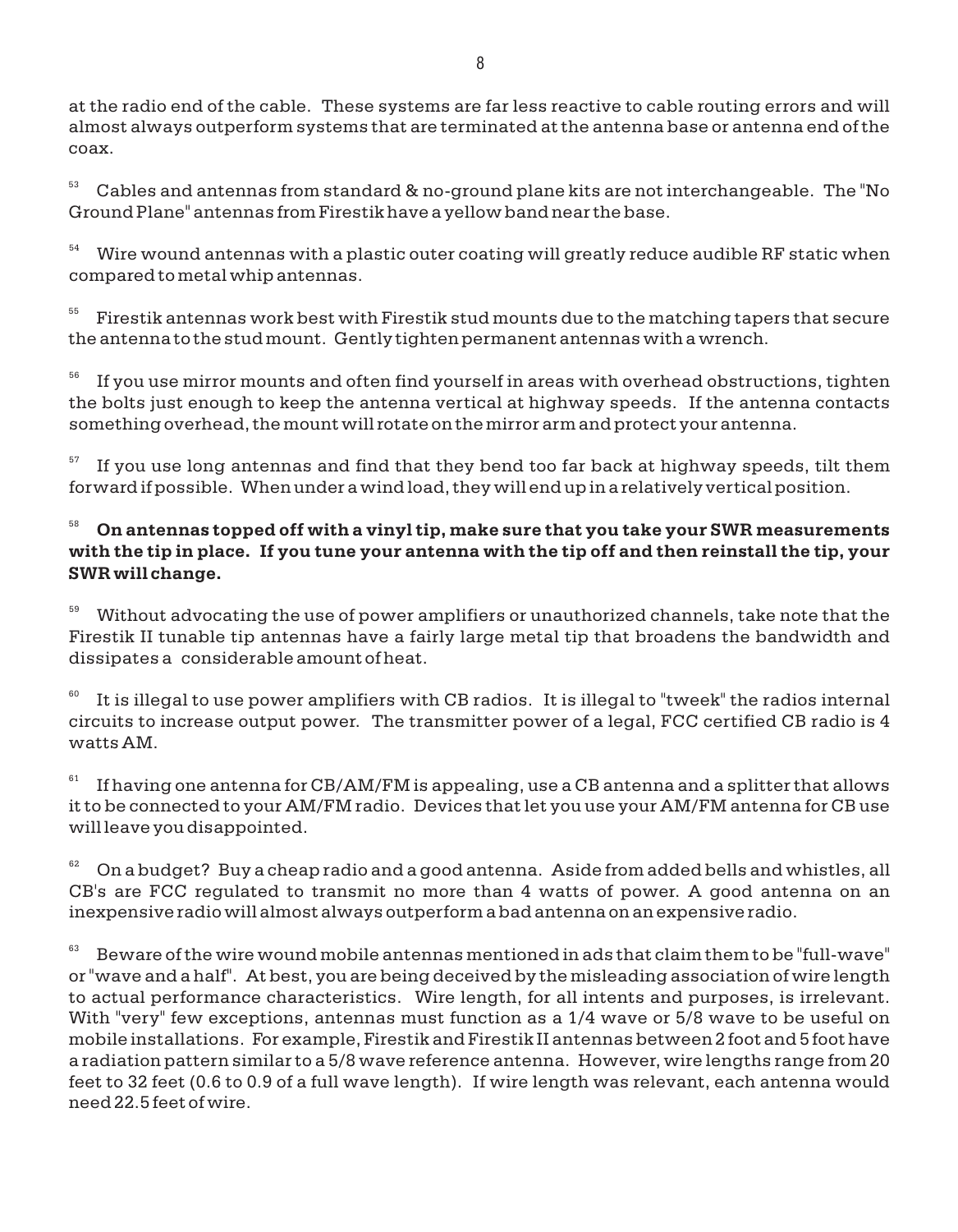at the radio end of the cable. These systems are far less reactive to cable routing errors and will almost always outperform systems that are terminated at the antenna base or antenna end of the coax.

[53] Cables and antennas from standard & no-ground plane kits are not interchangeable. The "No Ground Plane" antennas from Firestik have a yellow band near the base.

[54] Wire wound antennas with a plastic outer coating will greatly reduce audible RF static when compared to metal whip antennas.

[55] Firestik antennas work best with Firestik stud mounts due to the matching tapers that secure the antenna to the stud mount. Gently tighten permanent antennas with a wrench.

[56] If you use mirror mounts and often find yourself in areas with overhead obstructions, tighten the bolts just enough to keep the antenna vertical at highway speeds. If the antenna contacts something overhead, the mount will rotate on the mirror arm and protect your antenna.

[57] If you use long antennas and find that they bend too far back at highway speeds, tilt them forward if possible. When under a wind load, they will end up in a relatively vertical position.

[58] **On antennas topped off with a vinyl tip, make sure that you take your SWR measurements with the tip in place. If you tune your antenna with the tip off and then reinstall the tip, your SWR will change.**

[59] Without advocating the use of power amplifiers or unauthorized channels, take note that the Firestik II tunable tip antennas have a fairly large metal tip that broadens the bandwidth and dissipates a considerable amount of heat.

[60] It is illegal to use power amplifiers with CB radios. It is illegal to "tweek" the radios internal circuits to increase output power. The transmitter power of a legal, FCC certified CB radio is 4 watts AM.

[61] If having one antenna for CB/AM/FM is appealing, use a CB antenna and a splitter that allows it to be connected to your AM/FM radio. Devices that let you use your AM/FM antenna for CB use will leave you disappointed.

[62] On a budget? Buy a cheap radio and a good antenna. Aside from added bells and whistles, all CB's are FCC regulated to transmit no more than 4 watts of power. A good antenna on an inexpensive radio will almost always outperform a bad antenna on an expensive radio.

[63] Beware of the wire wound mobile antennas mentioned in ads that claim them to be "full-wave" or "wave and a half". At best, you are being deceived by the misleading association of wire length to actual performance characteristics. Wire length, for all intents and purposes, is irrelevant. With "very" few exceptions, antennas must function as a 1/4 wave or 5/8 wave to be useful on mobile installations. For example, Firestik and Firestik II antennas between 2 foot and 5 foot have a radiation pattern similar to a 5/8 wave reference antenna. However, wire lengths range from 20 feet to 32 feet (0.6 to 0.9 of a full wave length). If wire length was relevant, each antenna would need 22.5 feet of wire.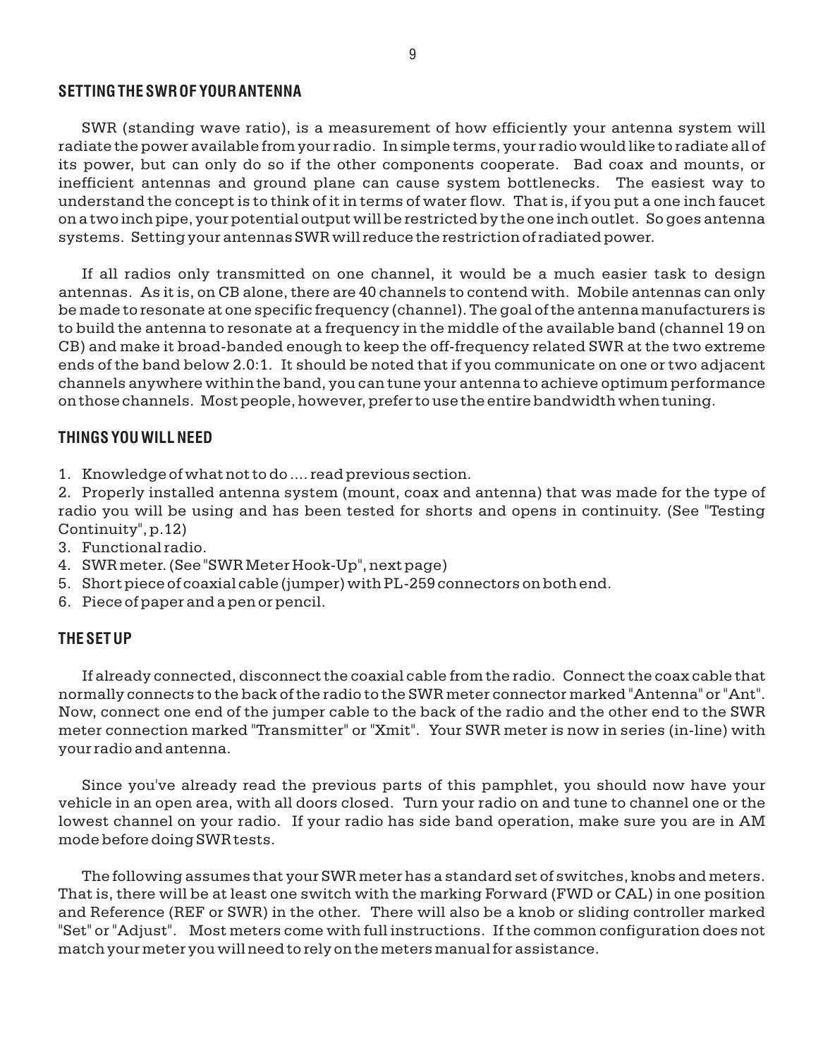## SETTING THE SWR OF YOUR ANTENNA

SWR (standing wave ratio), is a measurement of how efficiently your antenna system will radiate the power available from your radio. In simple terms, your radio would like to radiate all of its power, but can only do so if the other components cooperate. Bad coax and mounts, or inefficient antennas and ground plane can cause system bottlenecks. The easiest way to understand the concept is to think of it in terms of water flow. That is, if you put a one inch faucet on a two inch pipe, your potential output will be restricted by the one inch outlet. So goes antenna systems. Setting your antennas SWR will reduce the restriction of radiated power.

If all radios only transmitted on one channel, it would be a much easier task to design antennas. As it is, on CB alone, there are 40 channels to contend with. Mobile antennas can only be made to resonate at one specific frequency (channel). The goal of the antenna manufacturers is to build the antenna to resonate at a frequency in the middle of the available band (channel 19 on CB) and make it broad-banded enough to keep the off-frequency related SWR at the two extreme ends of the band below 2.0:1. It should be noted that if you communicate on one or two adjacent channels anywhere within the band, you can tune your antenna to achieve optimum performance on those channels. Most people, however, prefer to use the entire bandwidth when tuning.

## THINGS YOU WILL NEED

1. Knowledge of what not to do .... read previous section.
2. Properly installed antenna system (mount, coax and antenna) that was made for the type of radio you will be using and has been tested for shorts and opens in continuity. (See "Testing Continuity", p.12)
3. Functional radio.
4. SWR meter. (See "SWR Meter Hook-Up", next page)
5. Short piece of coaxial cable (jumper) with PL-259 connectors on both end.
6. Piece of paper and a pen or pencil.

## THE SET UP

If already connected, disconnect the coaxial cable from the radio. Connect the coax cable that normally connects to the back of the radio to the SWR meter connector marked "Antenna" or "Ant". Now, connect one end of the jumper cable to the back of the radio and the other end to the SWR meter connection marked "Transmitter" or "Xmit". Your SWR meter is now in series (in-line) with your radio and antenna.

Since you've already read the previous parts of this pamphlet, you should now have your vehicle in an open area, with all doors closed. Turn your radio on and tune to channel one or the lowest channel on your radio. If your radio has side band operation, make sure you are in AM mode before doing SWR tests.

The following assumes that your SWR meter has a standard set of switches, knobs and meters. That is, there will be at least one switch with the marking Forward (FWD or CAL) in one position and Reference (REF or SWR) in the other. There will also be a knob or sliding controller marked "Set" or "Adjust". Most meters come with full instructions. If the common configuration does not match your meter you will need to rely on the meters manual for assistance.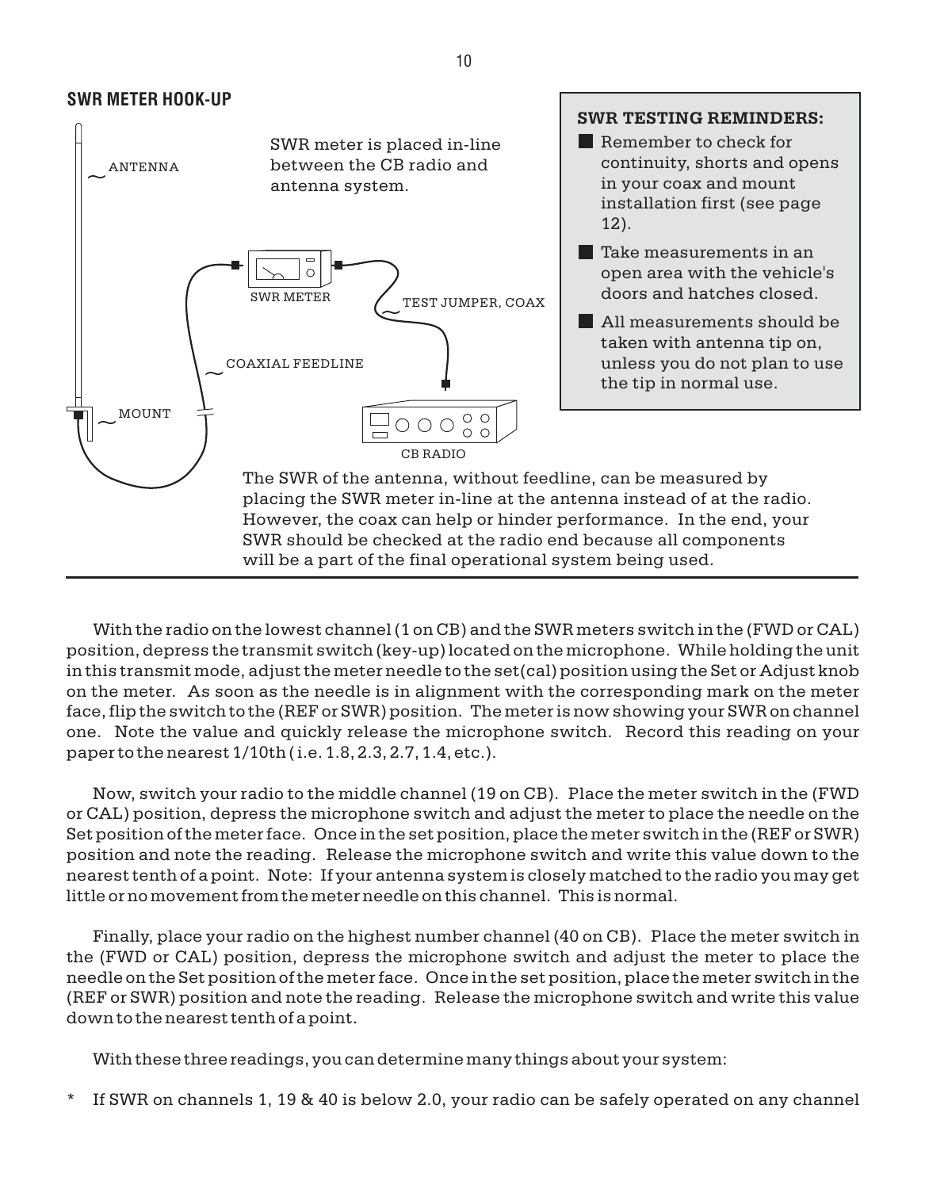## SWR METER HOOK-UP

ANTENNA

SWR meter is placed in-line between the CB radio and antenna system.

SWR METER

TEST JUMPER, COAX

COAXIAL FEEDLINE

MOUNT

CB RADIO

The SWR of the antenna, without feedline, can be measured by placing the SWR meter in-line at the antenna instead of at the radio. However, the coax can help or hinder performance. In the end, your SWR should be checked at the radio end because all components will be a part of the final operational system being used.

**SWR TESTING REMINDERS:**

- Remember to check for continuity, shorts and opens in your coax and mount installation first (see page 12).
- Take measurements in an open area with the vehicle's doors and hatches closed.
- All measurements should be taken with antenna tip on, unless you do not plan to use the tip in normal use.

With the radio on the lowest channel (1 on CB) and the SWR meters switch in the (FWD or CAL) position, depress the transmit switch (key-up) located on the microphone. While holding the unit in this transmit mode, adjust the meter needle to the set(cal) position using the Set or Adjust knob on the meter. As soon as the needle is in alignment with the corresponding mark on the meter face, flip the switch to the (REF or SWR) position. The meter is now showing your SWR on channel one. Note the value and quickly release the microphone switch. Record this reading on your paper to the nearest 1/10th ( i.e. 1.8, 2.3, 2.7, 1.4, etc.).

Now, switch your radio to the middle channel (19 on CB). Place the meter switch in the (FWD or CAL) position, depress the microphone switch and adjust the meter to place the needle on the Set position of the meter face. Once in the set position, place the meter switch in the (REF or SWR) position and note the reading. Release the microphone switch and write this value down to the nearest tenth of a point. Note: If your antenna system is closely matched to the radio you may get little or no movement from the meter needle on this channel. This is normal.

Finally, place your radio on the highest number channel (40 on CB). Place the meter switch in the (FWD or CAL) position, depress the microphone switch and adjust the meter to place the needle on the Set position of the meter face. Once in the set position, place the meter switch in the (REF or SWR) position and note the reading. Release the microphone switch and write this value down to the nearest tenth of a point.

With these three readings, you can determine many things about your system:

* If SWR on channels 1, 19 & 40 is below 2.0, your radio can be safely operated on any channel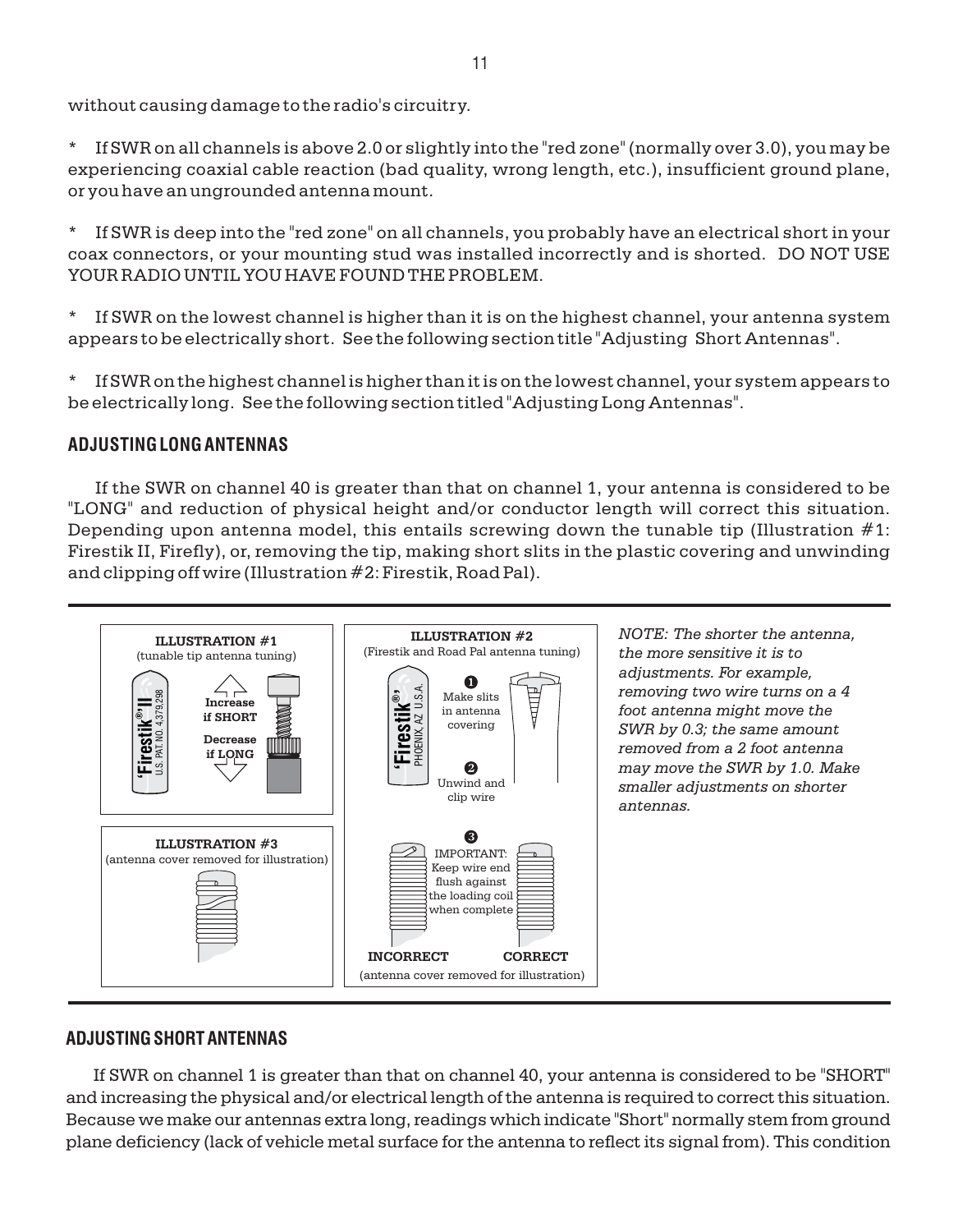without causing damage to the radio's circuitry.

* If SWR on all channels is above 2.0 or slightly into the "red zone" (normally over 3.0), you may be experiencing coaxial cable reaction (bad quality, wrong length, etc.), insufficient ground plane, or you have an ungrounded antenna mount.

* If SWR is deep into the "red zone" on all channels, you probably have an electrical short in your coax connectors, or your mounting stud was installed incorrectly and is shorted. DO NOT USE YOUR RADIO UNTIL YOU HAVE FOUND THE PROBLEM.

* If SWR on the lowest channel is higher than it is on the highest channel, your antenna system appears to be electrically short. See the following section title "Adjusting Short Antennas".

* If SWR on the highest channel is higher than it is on the lowest channel, your system appears to be electrically long. See the following section titled "Adjusting Long Antennas".

## ADJUSTING LONG ANTENNAS

If the SWR on channel 40 is greater than that on channel 1, your antenna is considered to be "LONG" and reduction of physical height and/or conductor length will correct this situation. Depending upon antenna model, this entails screwing down the tunable tip (Illustration #1: Firestik II, Firefly), or, removing the tip, making short slits in the plastic covering and unwinding and clipping off wire (Illustration #2: Firestik, Road Pal).

**ILLUSTRATION #1**
(tunable tip antenna tuning)

'Firestik®'II
U.S. PAT. NO. 4,379,298

Increase if SHORT

Decrease if LONG

**ILLUSTRATION #2**
(Firestik and Road Pal antenna tuning)

'Firestik®'
PHOENIX, AZ U.S.A.

1. Make slits in antenna covering
2. Unwind and clip wire
3. IMPORTANT: Keep wire end flush against the loading coil when complete

INCORRECT CORRECT

(antenna cover removed for illustration)

**ILLUSTRATION #3**
(antenna cover removed for illustration)

*NOTE: The shorter the antenna, the more sensitive it is to adjustments. For example, removing two wire turns on a 4 foot antenna might move the SWR by 0.3; the same amount removed from a 2 foot antenna may move the SWR by 1.0. Make smaller adjustments on shorter antennas.*

## ADJUSTING SHORT ANTENNAS

If SWR on channel 1 is greater than that on channel 40, your antenna is considered to be "SHORT" and increasing the physical and/or electrical length of the antenna is required to correct this situation. Because we make our antennas extra long, readings which indicate "Short" normally stem from ground plane deficiency (lack of vehicle metal surface for the antenna to reflect its signal from). This condition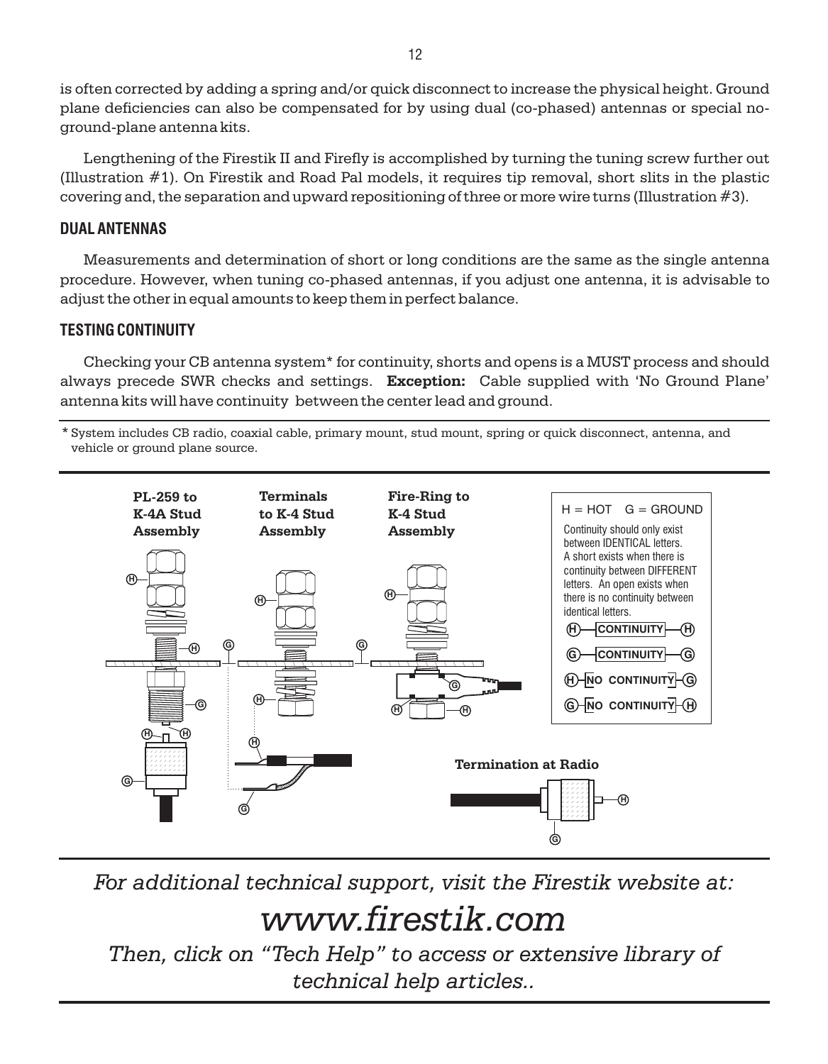is often corrected by adding a spring and/or quick disconnect to increase the physical height. Ground plane deficiencies can also be compensated for by using dual (co-phased) antennas or special no-ground-plane antenna kits.

Lengthening of the Firestik II and Firefly is accomplished by turning the tuning screw further out (Illustration #1). On Firestik and Road Pal models, it requires tip removal, short slits in the plastic covering and, the separation and upward repositioning of three or more wire turns (Illustration #3).

### DUAL ANTENNAS

Measurements and determination of short or long conditions are the same as the single antenna procedure. However, when tuning co-phased antennas, if you adjust one antenna, it is advisable to adjust the other in equal amounts to keep them in perfect balance.

### TESTING CONTINUITY

Checking your CB antenna system* for continuity, shorts and opens is a MUST process and should always precede SWR checks and settings. **Exception:** Cable supplied with 'No Ground Plane' antenna kits will have continuity between the center lead and ground.

* System includes CB radio, coaxial cable, primary mount, stud mount, spring or quick disconnect, antenna, and vehicle or ground plane source.

**PL-259 to K-4A Stud Assembly**

**Terminals to K-4 Stud Assembly**

**Fire-Ring to K-4 Stud Assembly**

**Termination at Radio**

H = HOT G = GROUND

Continuity should only exist between IDENTICAL letters. A short exists when there is continuity between DIFFERENT letters. An open exists when there is no continuity between identical letters.

H — CONTINUITY — H

G — CONTINUITY — G

H — NO CONTINUITY — G

G — NO CONTINUITY — H

*For additional technical support, visit the Firestik website at:*

*www.firestik.com*

*Then, click on "Tech Help" to access or extensive library of technical help articles..*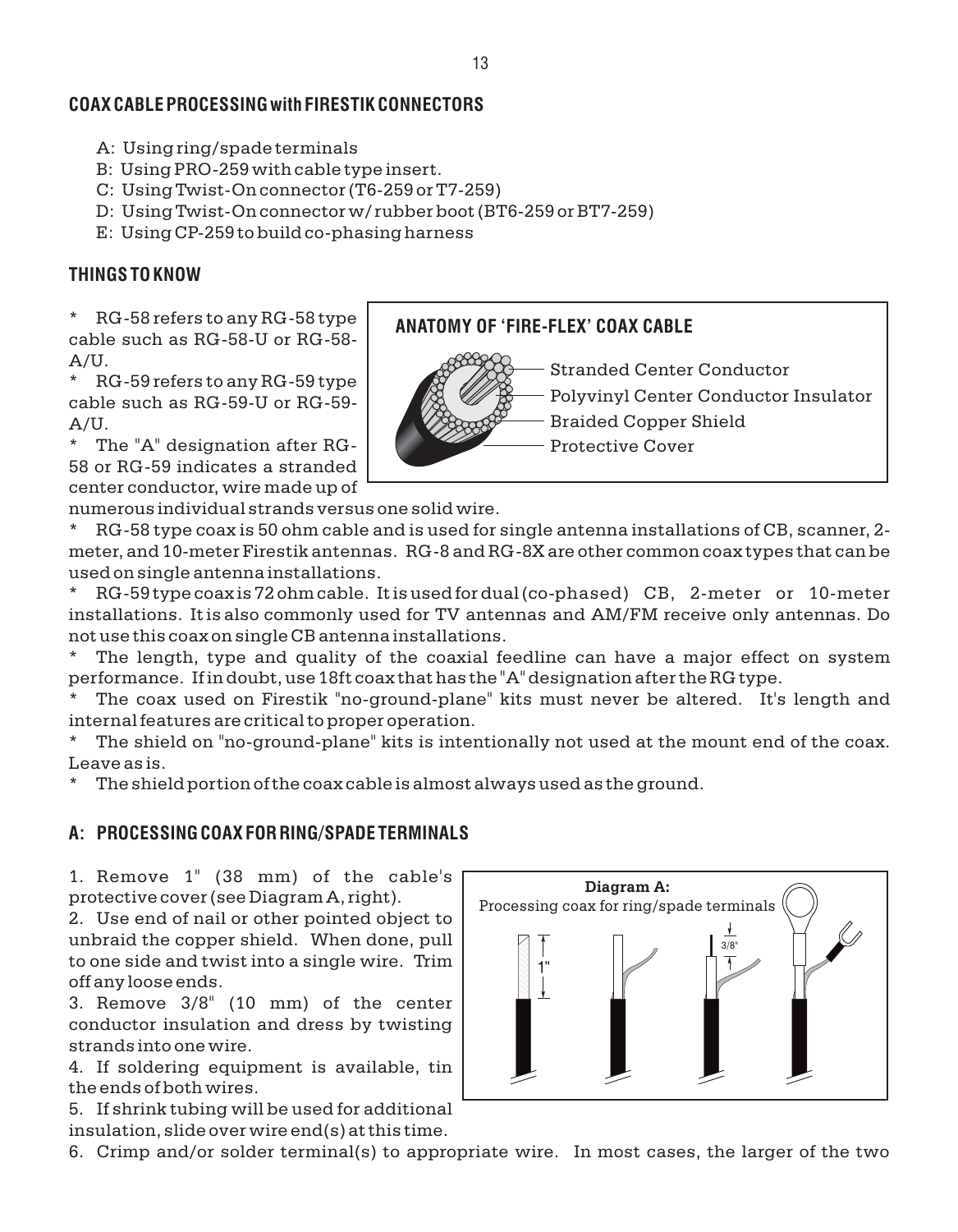## COAX CABLE PROCESSING with FIRESTIK CONNECTORS

A: Using ring/spade terminals
B: Using PRO-259 with cable type insert.
C: Using Twist-On connector (T6-259 or T7-259)
D: Using Twist-On connector w/ rubber boot (BT6-259 or BT7-259)
E: Using CP-259 to build co-phasing harness

## THINGS TO KNOW

\* RG-58 refers to any RG-58 type cable such as RG-58-U or RG-58-A/U.

\* RG-59 refers to any RG-59 type cable such as RG-59-U or RG-59-A/U.

\* The "A" designation after RG-58 or RG-59 indicates a stranded center conductor, wire made up of numerous individual strands versus one solid wire.

**ANATOMY OF 'FIRE-FLEX' COAX CABLE**

- Stranded Center Conductor
- Polyvinyl Center Conductor Insulator
- Braided Copper Shield
- Protective Cover

\* RG-58 type coax is 50 ohm cable and is used for single antenna installations of CB, scanner, 2-meter, and 10-meter Firestik antennas. RG-8 and RG-8X are other common coax types that can be used on single antenna installations.

\* RG-59 type coax is 72 ohm cable. It is used for dual (co-phased) CB, 2-meter or 10-meter installations. It is also commonly used for TV antennas and AM/FM receive only antennas. Do not use this coax on single CB antenna installations.

\* The length, type and quality of the coaxial feedline can have a major effect on system performance. If in doubt, use 18ft coax that has the "A" designation after the RG type.

\* The coax used on Firestik "no-ground-plane" kits must never be altered. It's length and internal features are critical to proper operation.

\* The shield on "no-ground-plane" kits is intentionally not used at the mount end of the coax. Leave as is.

\* The shield portion of the coax cable is almost always used as the ground.

## A: PROCESSING COAX FOR RING/SPADE TERMINALS

1. Remove 1" (38 mm) of the cable's protective cover (see Diagram A, right).
2. Use end of nail or other pointed object to unbraid the copper shield. When done, pull to one side and twist into a single wire. Trim off any loose ends.
3. Remove 3/8" (10 mm) of the center conductor insulation and dress by twisting strands into one wire.
4. If soldering equipment is available, tin the ends of both wires.
5. If shrink tubing will be used for additional insulation, slide over wire end(s) at this time.
6. Crimp and/or solder terminal(s) to appropriate wire. In most cases, the larger of the two

**Diagram A:**
Processing coax for ring/spade terminals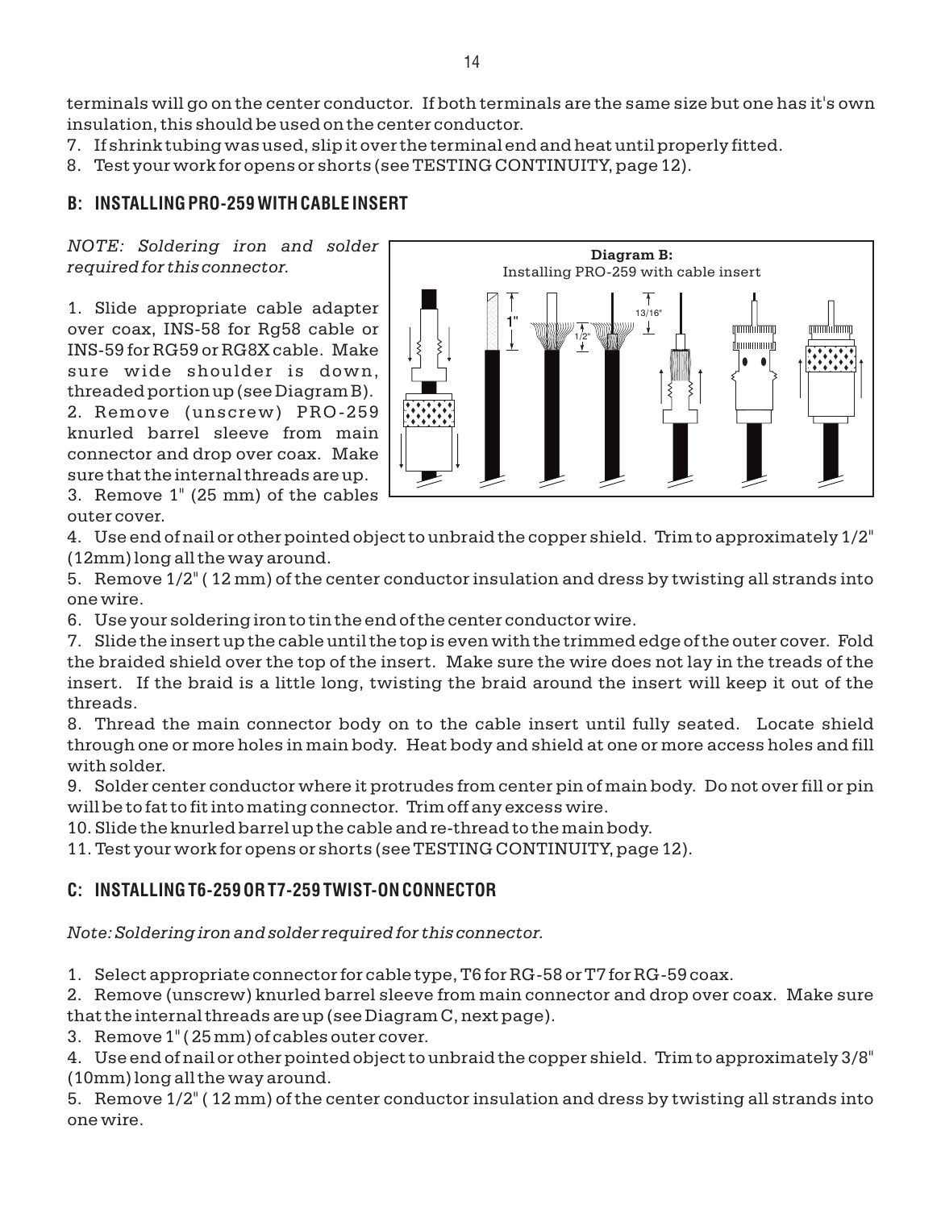terminals will go on the center conductor. If both terminals are the same size but one has it's own insulation, this should be used on the center conductor.

7. If shrink tubing was used, slip it over the terminal end and heat until properly fitted.
8. Test your work for opens or shorts (see TESTING CONTINUITY, page 12).

## B: INSTALLING PRO-259 WITH CABLE INSERT

*NOTE: Soldering iron and solder required for this connector.*

**Diagram B:**
Installing PRO-259 with cable insert

1. Slide appropriate cable adapter over coax, INS-58 for Rg58 cable or INS-59 for RG59 or RG8X cable. Make sure wide shoulder is down, threaded portion up (see Diagram B).
2. Remove (unscrew) PRO-259 knurled barrel sleeve from main connector and drop over coax. Make sure that the internal threads are up.
3. Remove 1" (25 mm) of the cables outer cover.
4. Use end of nail or other pointed object to unbraid the copper shield. Trim to approximately 1/2" (12mm) long all the way around.
5. Remove 1/2" ( 12 mm) of the center conductor insulation and dress by twisting all strands into one wire.
6. Use your soldering iron to tin the end of the center conductor wire.
7. Slide the insert up the cable until the top is even with the trimmed edge of the outer cover. Fold the braided shield over the top of the insert. Make sure the wire does not lay in the treads of the insert. If the braid is a little long, twisting the braid around the insert will keep it out of the threads.
8. Thread the main connector body on to the cable insert until fully seated. Locate shield through one or more holes in main body. Heat body and shield at one or more access holes and fill with solder.
9. Solder center conductor where it protrudes from center pin of main body. Do not over fill or pin will be to fat to fit into mating connector. Trim off any excess wire.
10. Slide the knurled barrel up the cable and re-thread to the main body.
11. Test your work for opens or shorts (see TESTING CONTINUITY, page 12).

## C: INSTALLING T6-259 OR T7-259 TWIST-ON CONNECTOR

*Note: Soldering iron and solder required for this connector.*

1. Select appropriate connector for cable type, T6 for RG-58 or T7 for RG-59 coax.
2. Remove (unscrew) knurled barrel sleeve from main connector and drop over coax. Make sure that the internal threads are up (see Diagram C, next page).
3. Remove 1" ( 25 mm) of cables outer cover.
4. Use end of nail or other pointed object to unbraid the copper shield. Trim to approximately 3/8" (10mm) long all the way around.
5. Remove 1/2" ( 12 mm) of the center conductor insulation and dress by twisting all strands into one wire.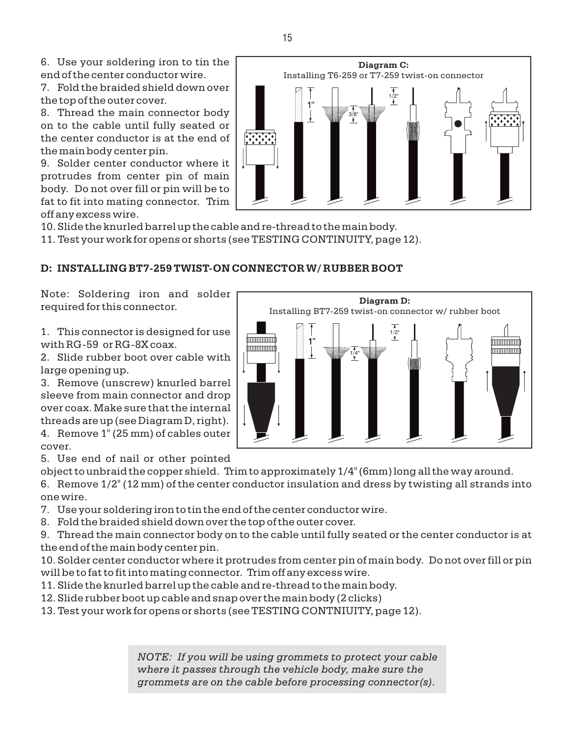6. Use your soldering iron to tin the end of the center conductor wire.

7. Fold the braided shield down over the top of the outer cover.

8. Thread the main connector body on to the cable until fully seated or the center conductor is at the end of the main body center pin.

9. Solder center conductor where it protrudes from center pin of main body. Do not over fill or pin will be to fat to fit into mating connector. Trim off any excess wire.

10. Slide the knurled barrel up the cable and re-thread to the main body.

11. Test your work for opens or shorts (see TESTING CONTINUITY, page 12).

**Diagram C:**
Installing T6-259 or T7-259 twist-on connector

## D: INSTALLING BT7-259 TWIST-ON CONNECTOR W/ RUBBER BOOT

Note: Soldering iron and solder required for this connector.

1. This connector is designed for use with RG-59 or RG-8X coax.

2. Slide rubber boot over cable with large opening up.

3. Remove (unscrew) knurled barrel sleeve from main connector and drop over coax. Make sure that the internal threads are up (see Diagram D, right).

4. Remove 1" (25 mm) of cables outer cover.

5. Use end of nail or other pointed object to unbraid the copper shield. Trim to approximately 1/4" (6mm) long all the way around.

6. Remove 1/2" (12 mm) of the center conductor insulation and dress by twisting all strands into one wire.

7. Use your soldering iron to tin the end of the center conductor wire.

8. Fold the braided shield down over the top of the outer cover.

9. Thread the main connector body on to the cable until fully seated or the center conductor is at the end of the main body center pin.

10. Solder center conductor where it protrudes from center pin of main body. Do not over fill or pin will be to fat to fit into mating connector. Trim off any excess wire.

11. Slide the knurled barrel up the cable and re-thread to the main body.

12. Slide rubber boot up cable and snap over the main body (2 clicks)

13. Test your work for opens or shorts (see TESTING CONTNIUITY, page 12).

**Diagram D:**
Installing BT7-259 twist-on connector w/ rubber boot

*NOTE: If you will be using grommets to protect your cable where it passes through the vehicle body, make sure the grommets are on the cable before processing connector(s).*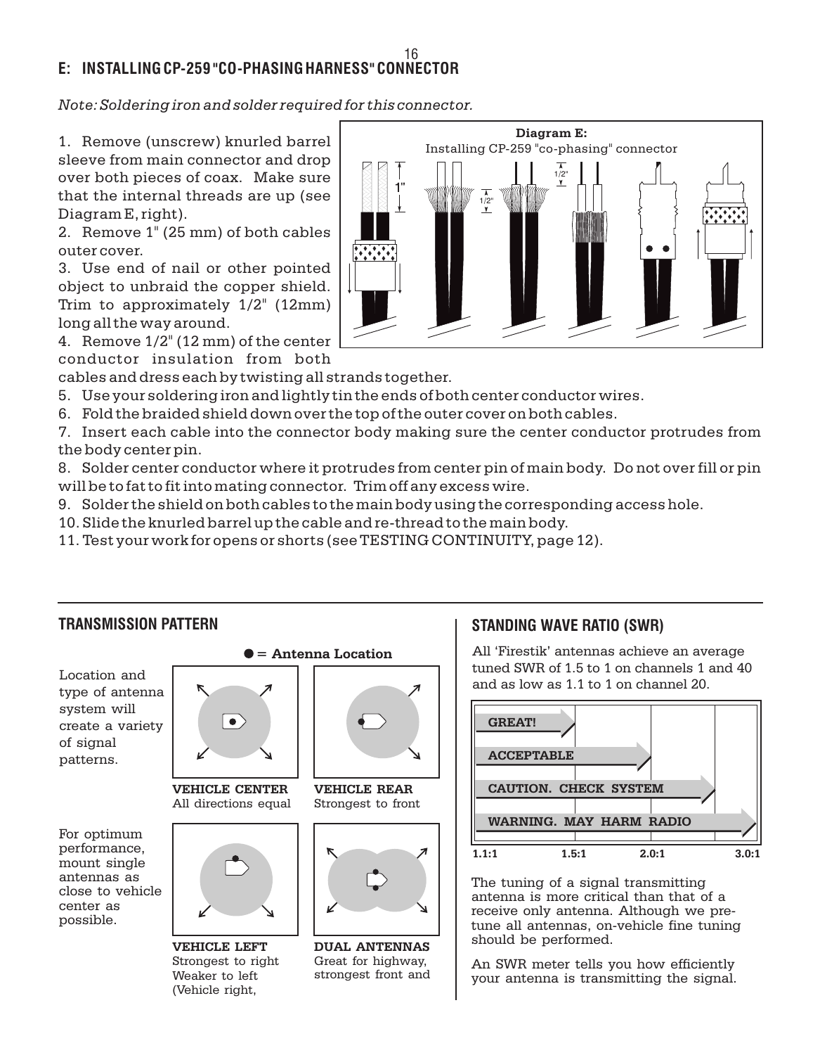## E: INSTALLING CP-259 "CO-PHASING HARNESS" CONNECTOR

*Note: Soldering iron and solder required for this connector.*

1. Remove (unscrew) knurled barrel sleeve from main connector and drop over both pieces of coax. Make sure that the internal threads are up (see Diagram E, right).
2. Remove 1" (25 mm) of both cables outer cover.
3. Use end of nail or other pointed object to unbraid the copper shield. Trim to approximately 1/2" (12mm) long all the way around.
4. Remove 1/2" (12 mm) of the center conductor insulation from both cables and dress each by twisting all strands together.
5. Use your soldering iron and lightly tin the ends of both center conductor wires.
6. Fold the braided shield down over the top of the outer cover on both cables.
7. Insert each cable into the connector body making sure the center conductor protrudes from the body center pin.
8. Solder center conductor where it protrudes from center pin of main body. Do not over fill or pin will be to fat to fit into mating connector. Trim off any excess wire.
9. Solder the shield on both cables to the main body using the corresponding access hole.
10. Slide the knurled barrel up the cable and re-thread to the main body.
11. Test your work for opens or shorts (see TESTING CONTINUITY, page 12).

**Diagram E:**
Installing CP-259 "co-phasing" connector

1"  1/2"  1/2"

## TRANSMISSION PATTERN

● = **Antenna Location**

Location and type of antenna system will create a variety of signal patterns.

**VEHICLE CENTER**
All directions equal

**VEHICLE REAR**
Strongest to front

For optimum performance, mount single antennas as close to vehicle center as possible.

**VEHICLE LEFT**
Strongest to right
Weaker to left
(Vehicle right,

**DUAL ANTENNAS**
Great for highway,
strongest front and

## STANDING WAVE RATIO (SWR)

All 'Firestik' antennas achieve an average tuned SWR of 1.5 to 1 on channels 1 and 40 and as low as 1.1 to 1 on channel 20.

**GREAT!**

**ACCEPTABLE**

**CAUTION. CHECK SYSTEM**

**WARNING. MAY HARM RADIO**

**1.1:1** **1.5:1** **2.0:1** **3.0:1**

The tuning of a signal transmitting antenna is more critical than that of a receive only antenna. Although we pre-tune all antennas, on-vehicle fine tuning should be performed.

An SWR meter tells you how efficiently your antenna is transmitting the signal.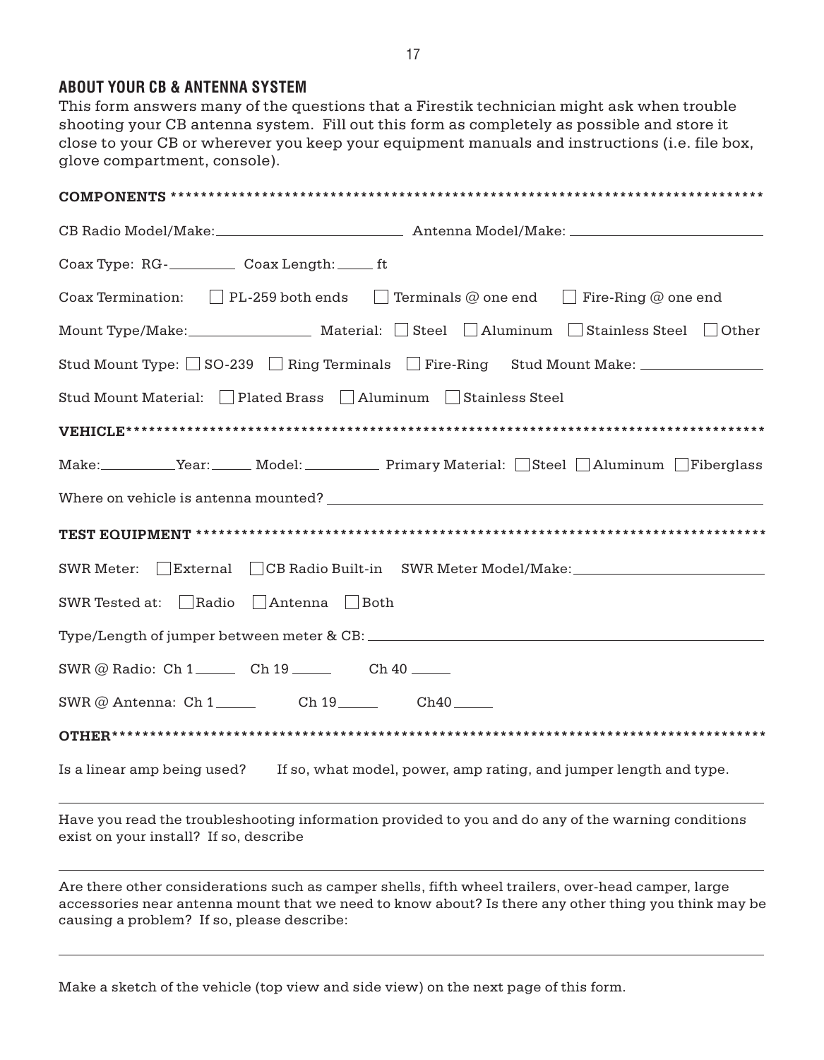## ABOUT YOUR CB & ANTENNA SYSTEM

This form answers many of the questions that a Firestik technician might ask when trouble shooting your CB antenna system. Fill out this form as completely as possible and store it close to your CB or wherever you keep your equipment manuals and instructions (i.e. file box, glove compartment, console).

**COMPONENTS** *****************************************************************************

CB Radio Model/Make: ________________________ Antenna Model/Make: __________________________

Coax Type: RG-_________ Coax Length: _____ ft

Coax Termination: ☐ PL-259 both ends ☐ Terminals @ one end ☐ Fire-Ring @ one end

Mount Type/Make: ________________ Material: ☐ Steel ☐ Aluminum ☐ Stainless Steel ☐ Other

Stud Mount Type: ☐ SO-239 ☐ Ring Terminals ☐ Fire-Ring Stud Mount Make: ________________

Stud Mount Material: ☐ Plated Brass ☐ Aluminum ☐ Stainless Steel

**VEHICLE** *****************************************************************************

Make: __________ Year: ______ Model: __________ Primary Material: ☐ Steel ☐ Aluminum ☐ Fiberglass

Where on vehicle is antenna mounted? ____________________________________________________________

**TEST EQUIPMENT** *****************************************************************************

SWR Meter: ☐ External ☐ CB Radio Built-in SWR Meter Model/Make: __________________________

SWR Tested at: ☐ Radio ☐ Antenna ☐ Both

Type/Length of jumper between meter & CB: ____________________________________________________

SWR @ Radio: Ch 1 ______ Ch 19 ______ Ch 40 ______

SWR @ Antenna: Ch 1 ______ Ch 19 ______ Ch40 ______

**OTHER** *****************************************************************************

Is a linear amp being used? If so, what model, power, amp rating, and jumper length and type.

_____________________________________________________________________________________________

Have you read the troubleshooting information provided to you and do any of the warning conditions exist on your install? If so, describe

_____________________________________________________________________________________________

Are there other considerations such as camper shells, fifth wheel trailers, over-head camper, large accessories near antenna mount that we need to know about? Is there any other thing you think may be causing a problem? If so, please describe:

_____________________________________________________________________________________________

Make a sketch of the vehicle (top view and side view) on the next page of this form.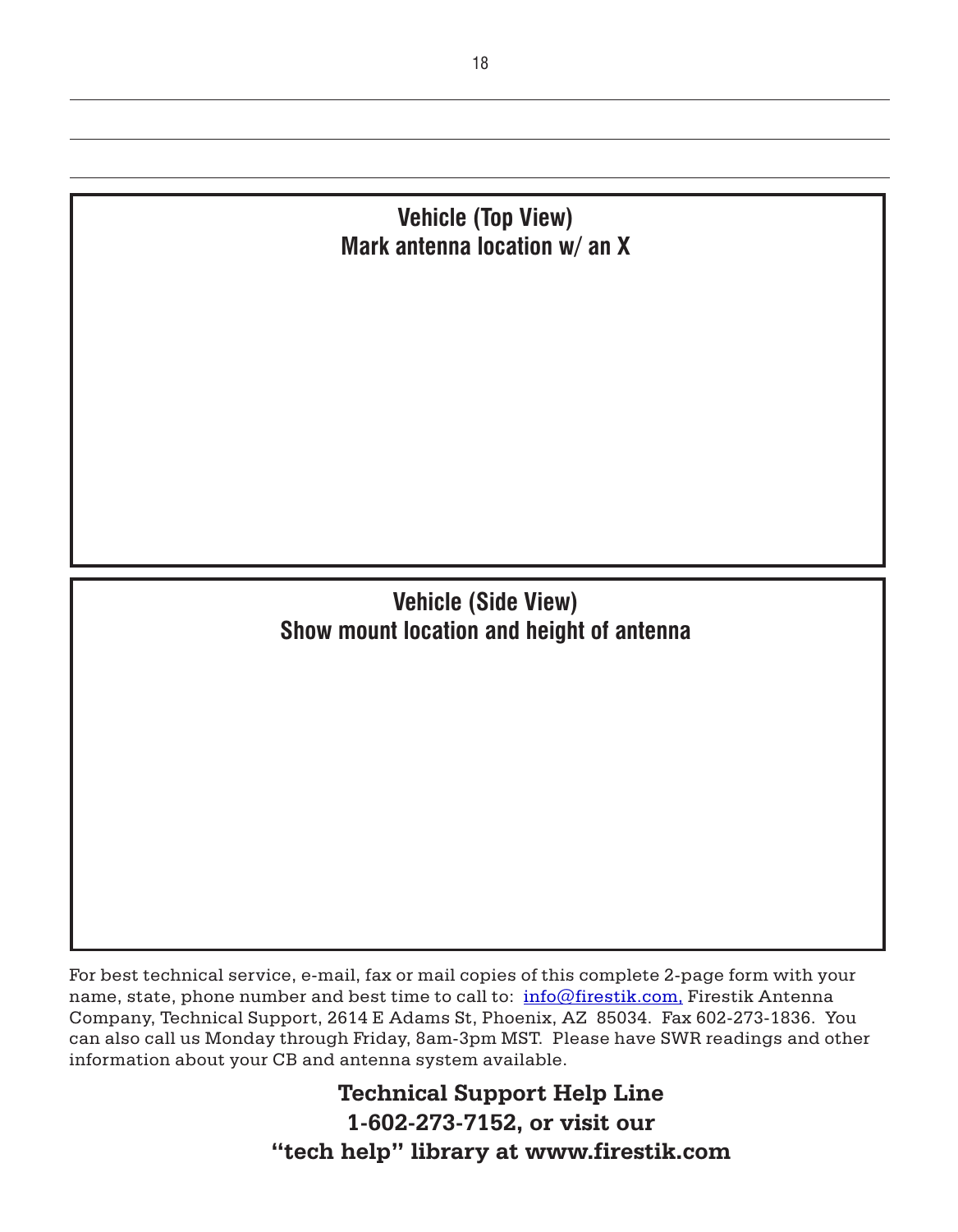**Vehicle (Top View)**
**Mark antenna location w/ an X**

**Vehicle (Side View)**
**Show mount location and height of antenna**

For best technical service, e-mail, fax or mail copies of this complete 2-page form with your name, state, phone number and best time to call to: info@firestik.com, Firestik Antenna Company, Technical Support, 2614 E Adams St, Phoenix, AZ 85034. Fax 602-273-1836. You can also call us Monday through Friday, 8am-3pm MST. Please have SWR readings and other information about your CB and antenna system available.

**Technical Support Help Line**
**1-602-273-7152, or visit our**
**"tech help" library at www.firestik.com**